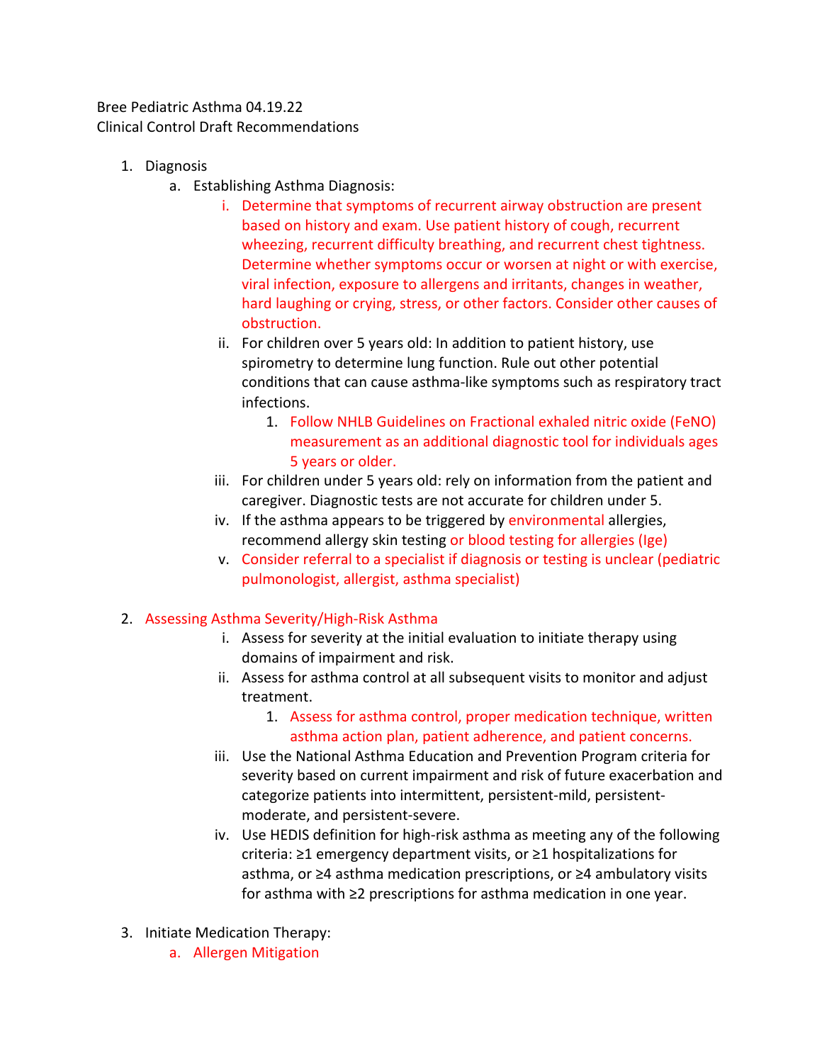Bree Pediatric Asthma 04.19.22
Clinical Control Draft Recommendations

1. Diagnosis
    a. Establishing Asthma Diagnosis:
        i. Determine that symptoms of recurrent airway obstruction are present based on history and exam. Use patient history of cough, recurrent wheezing, recurrent difficulty breathing, and recurrent chest tightness. Determine whether symptoms occur or worsen at night or with exercise, viral infection, exposure to allergens and irritants, changes in weather, hard laughing or crying, stress, or other factors. Consider other causes of obstruction.
        ii. For children over 5 years old: In addition to patient history, use spirometry to determine lung function. Rule out other potential conditions that can cause asthma-like symptoms such as respiratory tract infections.
            1. Follow NHLB Guidelines on Fractional exhaled nitric oxide (FeNO) measurement as an additional diagnostic tool for individuals ages 5 years or older.
        iii. For children under 5 years old: rely on information from the patient and caregiver. Diagnostic tests are not accurate for children under 5.
        iv. If the asthma appears to be triggered by environmental allergies, recommend allergy skin testing or blood testing for allergies (Ige)
        v. Consider referral to a specialist if diagnosis or testing is unclear (pediatric pulmonologist, allergist, asthma specialist)

2. Assessing Asthma Severity/High-Risk Asthma
    i. Assess for severity at the initial evaluation to initiate therapy using domains of impairment and risk.
    ii. Assess for asthma control at all subsequent visits to monitor and adjust treatment.
        1. Assess for asthma control, proper medication technique, written asthma action plan, patient adherence, and patient concerns.
    iii. Use the National Asthma Education and Prevention Program criteria for severity based on current impairment and risk of future exacerbation and categorize patients into intermittent, persistent-mild, persistent-moderate, and persistent-severe.
    iv. Use HEDIS definition for high-risk asthma as meeting any of the following criteria: ≥1 emergency department visits, or ≥1 hospitalizations for asthma, or ≥4 asthma medication prescriptions, or ≥4 ambulatory visits for asthma with ≥2 prescriptions for asthma medication in one year.

3. Initiate Medication Therapy:
    a. Allergen Mitigation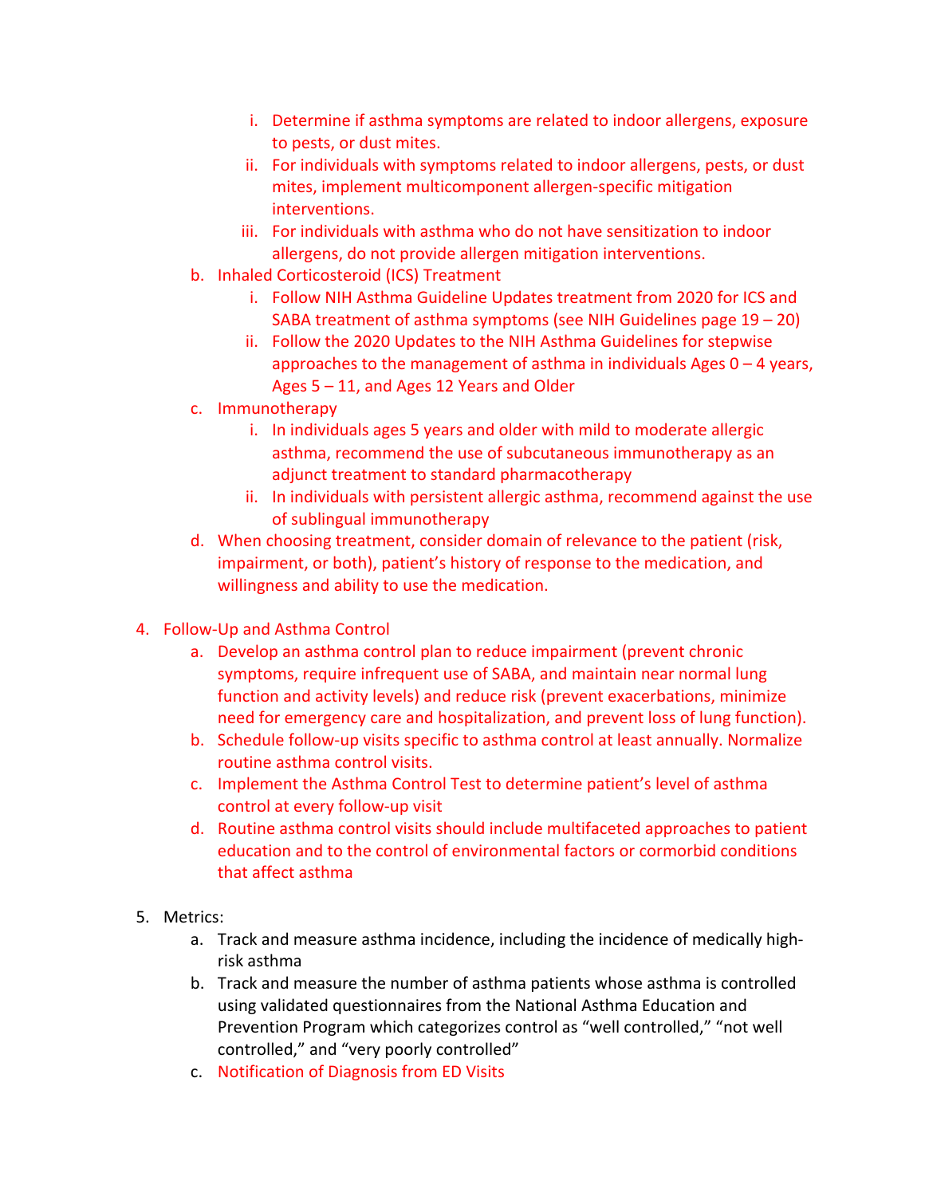i. Determine if asthma symptoms are related to indoor allergens, exposure to pests, or dust mites.
   ii. For individuals with symptoms related to indoor allergens, pests, or dust mites, implement multicomponent allergen-specific mitigation interventions.
   iii. For individuals with asthma who do not have sensitization to indoor allergens, do not provide allergen mitigation interventions.

b. Inhaled Corticosteroid (ICS) Treatment
   i. Follow NIH Asthma Guideline Updates treatment from 2020 for ICS and SABA treatment of asthma symptoms (see NIH Guidelines page 19 – 20)
   ii. Follow the 2020 Updates to the NIH Asthma Guidelines for stepwise approaches to the management of asthma in individuals Ages 0 – 4 years, Ages 5 – 11, and Ages 12 Years and Older

c. Immunotherapy
   i. In individuals ages 5 years and older with mild to moderate allergic asthma, recommend the use of subcutaneous immunotherapy as an adjunct treatment to standard pharmacotherapy
   ii. In individuals with persistent allergic asthma, recommend against the use of sublingual immunotherapy

d. When choosing treatment, consider domain of relevance to the patient (risk, impairment, or both), patient's history of response to the medication, and willingness and ability to use the medication.

4. Follow-Up and Asthma Control
   a. Develop an asthma control plan to reduce impairment (prevent chronic symptoms, require infrequent use of SABA, and maintain near normal lung function and activity levels) and reduce risk (prevent exacerbations, minimize need for emergency care and hospitalization, and prevent loss of lung function).
   b. Schedule follow-up visits specific to asthma control at least annually. Normalize routine asthma control visits.
   c. Implement the Asthma Control Test to determine patient's level of asthma control at every follow-up visit
   d. Routine asthma control visits should include multifaceted approaches to patient education and to the control of environmental factors or cormorbid conditions that affect asthma

5. Metrics:
   a. Track and measure asthma incidence, including the incidence of medically high-risk asthma
   b. Track and measure the number of asthma patients whose asthma is controlled using validated questionnaires from the National Asthma Education and Prevention Program which categorizes control as "well controlled," "not well controlled," and "very poorly controlled"
   c. Notification of Diagnosis from ED Visits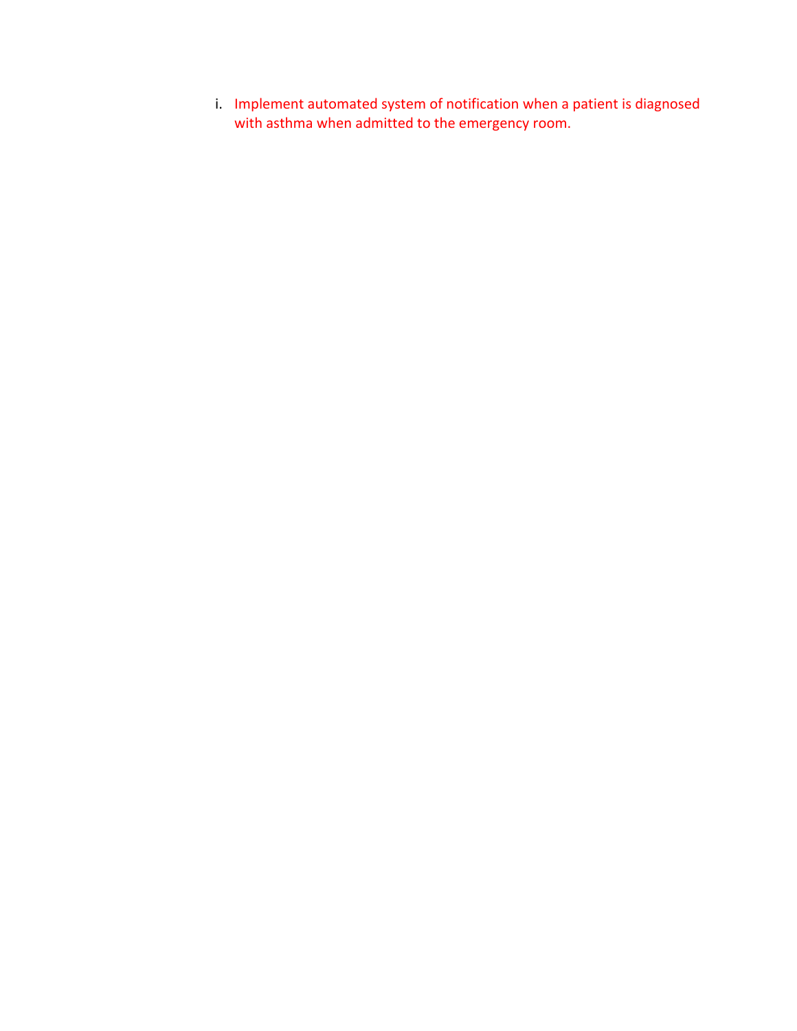i. Implement automated system of notification when a patient is diagnosed with asthma when admitted to the emergency room.